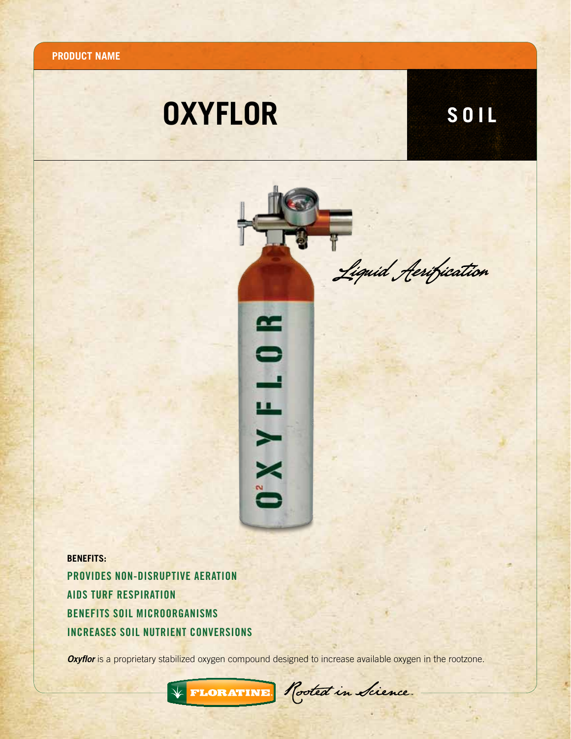**PRODUCT NAME**

# OXYFLOR

**SOIL**

*Liquid Aerification*

**BENEFITS:**

- PROVIDES NON-DISRUPTIVE AERATION
- AIDS TURF RESPIRATION
- BENEFITS SOIL MICROORGANISMS
- INCREASES SOIL NUTRIENT CONVERSIONS

***Oxyflor*** is a proprietary stabilized oxygen compound designed to increase available oxygen in the rootzone.

FLORATINE *Rooted in Science.*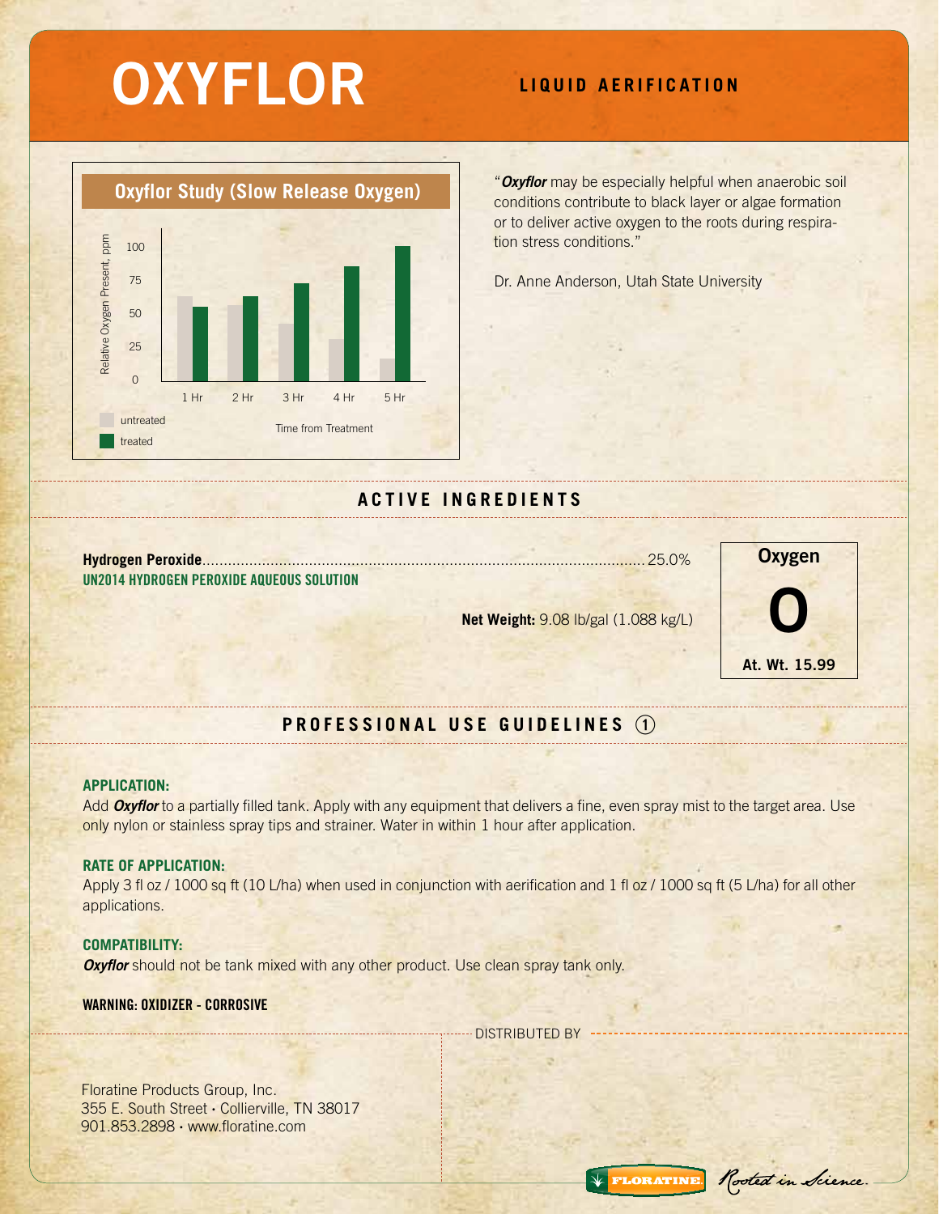# OXYFLOR

**LIQUID AERIFICATION**

Oxyflor Study (Slow Release Oxygen)

Relative Oxygen Present, ppm

100
75
50
25
0

1 Hr
2 Hr
3 Hr
4 Hr
5 Hr

Time from Treatment

untreated
treated

"***Oxyflor*** may be especially helpful when anaerobic soil conditions contribute to black layer or algae formation or to deliver active oxygen to the roots during respiration stress conditions."

Dr. Anne Anderson, Utah State University

## ACTIVE INGREDIENTS

**Hydrogen Peroxide**.................................................................................................25.0%

**UN2014 HYDROGEN PEROXIDE AQUEOUS SOLUTION**

**Net Weight:** 9.08 lb/gal (1.088 kg/L)

**Oxygen**

**O**

**At. Wt. 15.99**

## PROFESSIONAL USE GUIDELINES ①

### APPLICATION:

Add ***Oxyflor*** to a partially filled tank. Apply with any equipment that delivers a fine, even spray mist to the target area. Use only nylon or stainless spray tips and strainer. Water in within 1 hour after application.

### RATE OF APPLICATION:

Apply 3 fl oz / 1000 sq ft (10 L/ha) when used in conjunction with aerification and 1 fl oz / 1000 sq ft (5 L/ha) for all other applications.

### COMPATIBILITY:

***Oxyflor*** should not be tank mixed with any other product. Use clean spray tank only.

**WARNING: OXIDIZER - CORROSIVE**

DISTRIBUTED BY

Floratine Products Group, Inc.
355 E. South Street • Collierville, TN 38017
901.853.2898 • www.floratine.com

FLORATINE *Rooted in Science.*